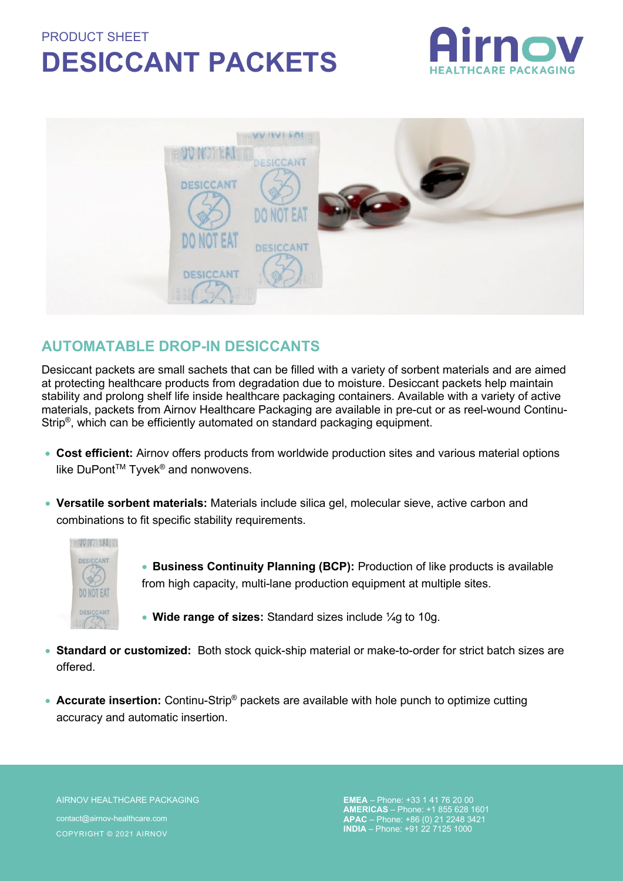PRODUCT SHEET

# DESICCANT PACKETS

## AUTOMATABLE DROP-IN DESICCANTS

Desiccant packets are small sachets that can be filled with a variety of sorbent materials and are aimed at protecting healthcare products from degradation due to moisture. Desiccant packets help maintain stability and prolong shelf life inside healthcare packaging containers. Available with a variety of active materials, packets from Airnov Healthcare Packaging are available in pre-cut or as reel-wound Continu-Strip®, which can be efficiently automated on standard packaging equipment.

- **Cost efficient:** Airnov offers products from worldwide production sites and various material options like DuPont™ Tyvek® and nonwovens.
- **Versatile sorbent materials:** Materials include silica gel, molecular sieve, active carbon and combinations to fit specific stability requirements.
- **Business Continuity Planning (BCP):** Production of like products is available from high capacity, multi-lane production equipment at multiple sites.
- **Wide range of sizes:** Standard sizes include ¼g to 10g.
- **Standard or customized:** Both stock quick-ship material or make-to-order for strict batch sizes are offered.
- **Accurate insertion:** Continu-Strip® packets are available with hole punch to optimize cutting accuracy and automatic insertion.

AIRNOV HEALTHCARE PACKAGING

contact@airnov-healthcare.com

COPYRIGHT © 2021 AIRNOV

**EMEA** – Phone: +33 1 41 76 20 00
**AMERICAS** – Phone: +1 855 628 1601
**APAC** – Phone: +86 (0) 21 2248 3421
**INDIA** – Phone: +91 22 7125 1000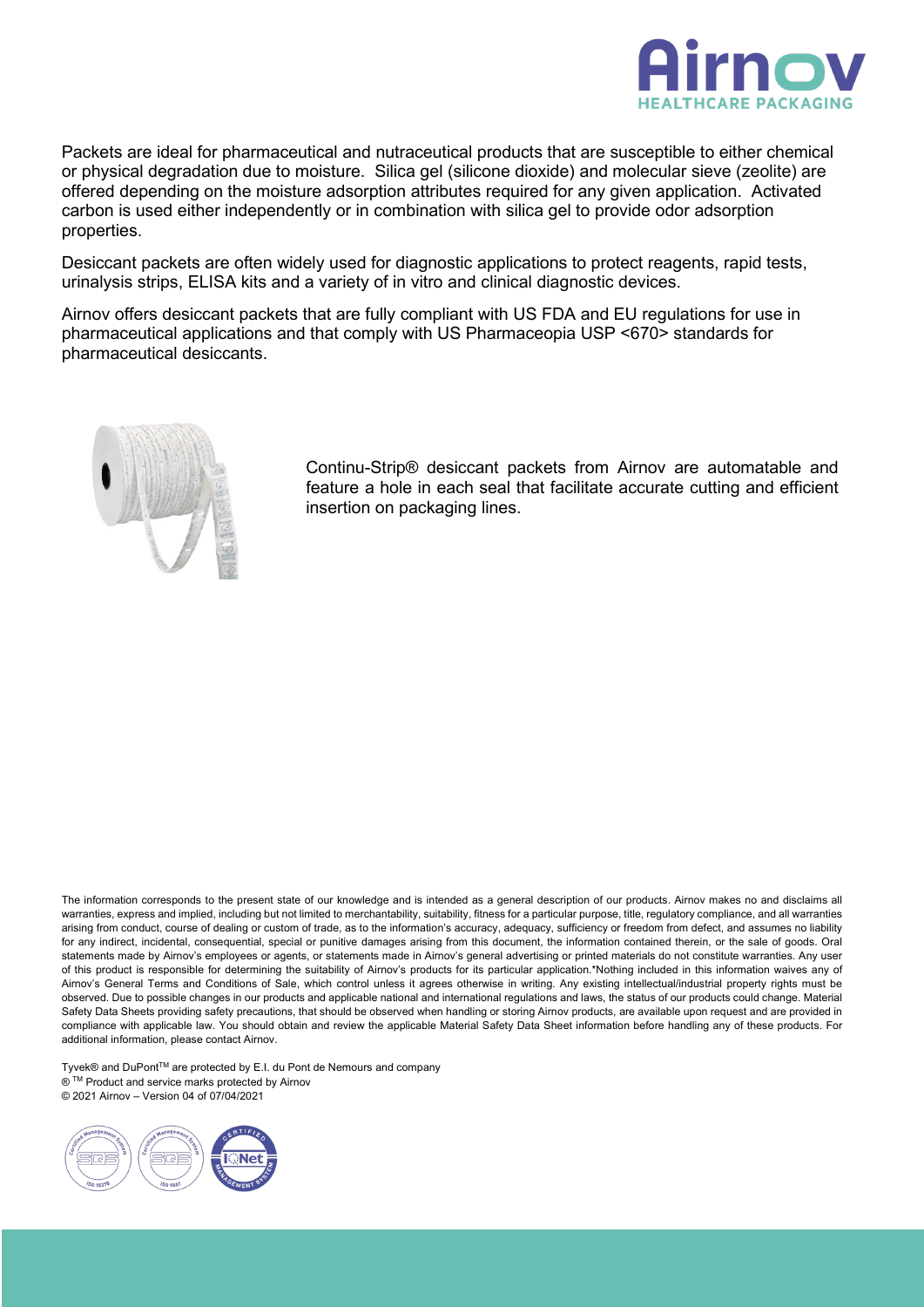Packets are ideal for pharmaceutical and nutraceutical products that are susceptible to either chemical or physical degradation due to moisture. Silica gel (silicone dioxide) and molecular sieve (zeolite) are offered depending on the moisture adsorption attributes required for any given application. Activated carbon is used either independently or in combination with silica gel to provide odor adsorption properties.

Desiccant packets are often widely used for diagnostic applications to protect reagents, rapid tests, urinalysis strips, ELISA kits and a variety of in vitro and clinical diagnostic devices.

Airnov offers desiccant packets that are fully compliant with US FDA and EU regulations for use in pharmaceutical applications and that comply with US Pharmacepia USP <670> standards for pharmaceutical desiccants.

Continu-Strip® desiccant packets from Airnov are automatable and feature a hole in each seal that facilitate accurate cutting and efficient insertion on packaging lines.

The information corresponds to the present state of our knowledge and is intended as a general description of our products. Airnov makes no and disclaims all warranties, express and implied, including but not limited to merchantability, suitability, fitness for a particular purpose, title, regulatory compliance, and all warranties arising from conduct, course of dealing or custom of trade, as to the information's accuracy, adequacy, sufficiency or freedom from defect, and assumes no liability for any indirect, incidental, consequential, special or punitive damages arising from this document, the information contained therein, or the sale of goods. Oral statements made by Airnov's employees or agents, or statements made in Airnov's general advertising or printed materials do not constitute warranties. Any user of this product is responsible for determining the suitability of Airnov's products for its particular application.*Nothing included in this information waives any of Airnov's General Terms and Conditions of Sale, which control unless it agrees otherwise in writing. Any existing intellectual/industrial property rights must be observed. Due to possible changes in our products and applicable national and international regulations and laws, the status of our products could change. Material Safety Data Sheets providing safety precautions, that should be observed when handling or storing Airnov products, are available upon request and are provided in compliance with applicable law. You should obtain and review the applicable Material Safety Data Sheet information before handling any of these products. For additional information, please contact Airnov.

Tyvek® and DuPont™ are protected by E.I. du Pont de Nemours and company
® ™ Product and service marks protected by Airnov
© 2021 Airnov – Version 04 of 07/04/2021